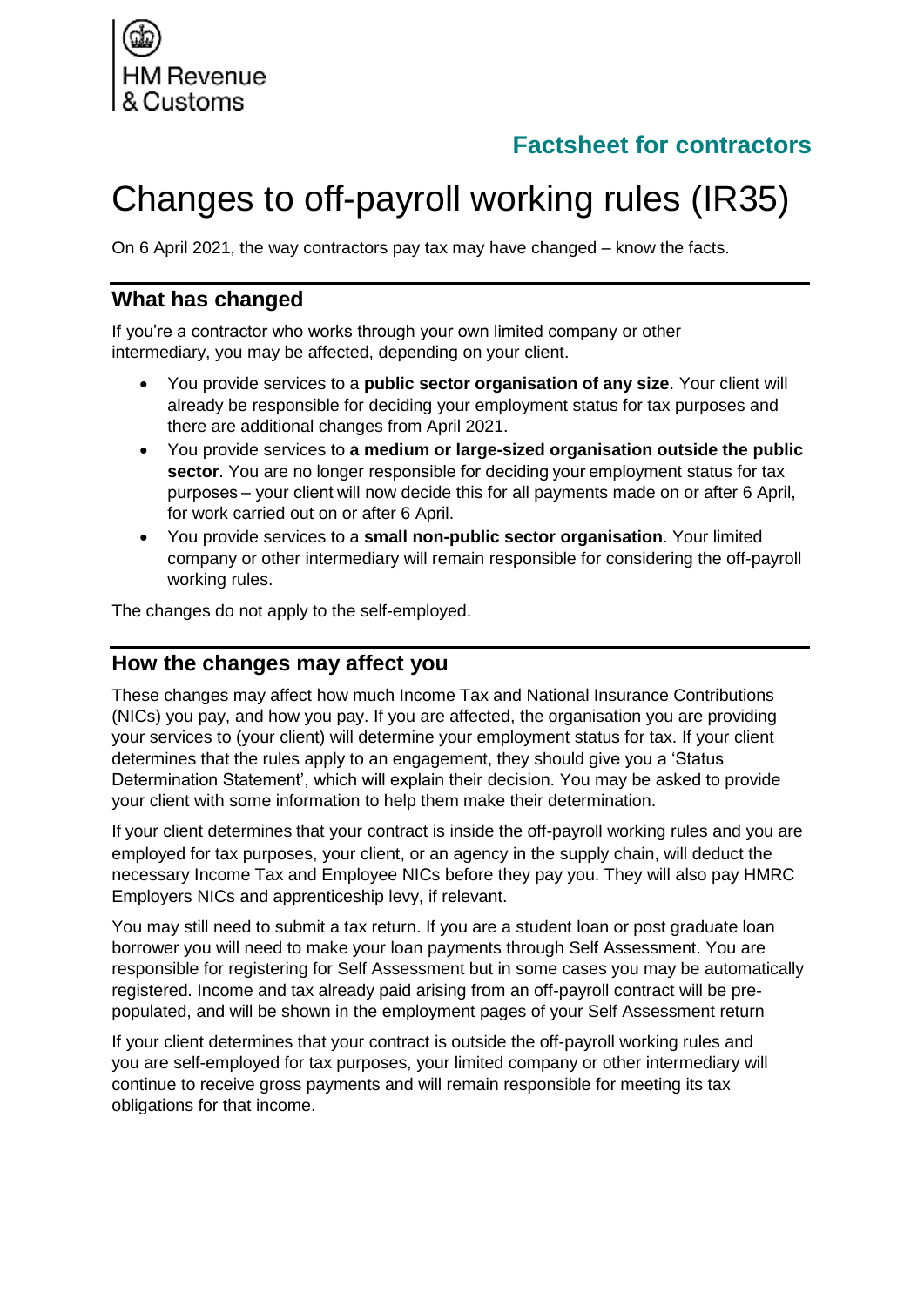HM Revenue & Customs

**Factsheet for contractors**

# Changes to off-payroll working rules (IR35)

On 6 April 2021, the way contractors pay tax may have changed – know the facts.

## What has changed

If you're a contractor who works through your own limited company or other intermediary, you may be affected, depending on your client.

- You provide services to a **public sector organisation of any size**. Your client will already be responsible for deciding your employment status for tax purposes and there are additional changes from April 2021.
- You provide services to **a medium or large-sized organisation outside the public sector**. You are no longer responsible for deciding your employment status for tax purposes – your client will now decide this for all payments made on or after 6 April, for work carried out on or after 6 April.
- You provide services to a **small non-public sector organisation**. Your limited company or other intermediary will remain responsible for considering the off-payroll working rules.

The changes do not apply to the self-employed.

## How the changes may affect you

These changes may affect how much Income Tax and National Insurance Contributions (NICs) you pay, and how you pay. If you are affected, the organisation you are providing your services to (your client) will determine your employment status for tax. If your client determines that the rules apply to an engagement, they should give you a 'Status Determination Statement', which will explain their decision. You may be asked to provide your client with some information to help them make their determination.

If your client determines that your contract is inside the off-payroll working rules and you are employed for tax purposes, your client, or an agency in the supply chain, will deduct the necessary Income Tax and Employee NICs before they pay you. They will also pay HMRC Employers NICs and apprenticeship levy, if relevant.

You may still need to submit a tax return. If you are a student loan or post graduate loan borrower you will need to make your loan payments through Self Assessment. You are responsible for registering for Self Assessment but in some cases you may be automatically registered. Income and tax already paid arising from an off-payroll contract will be pre-populated, and will be shown in the employment pages of your Self Assessment return

If your client determines that your contract is outside the off-payroll working rules and you are self-employed for tax purposes, your limited company or other intermediary will continue to receive gross payments and will remain responsible for meeting its tax obligations for that income.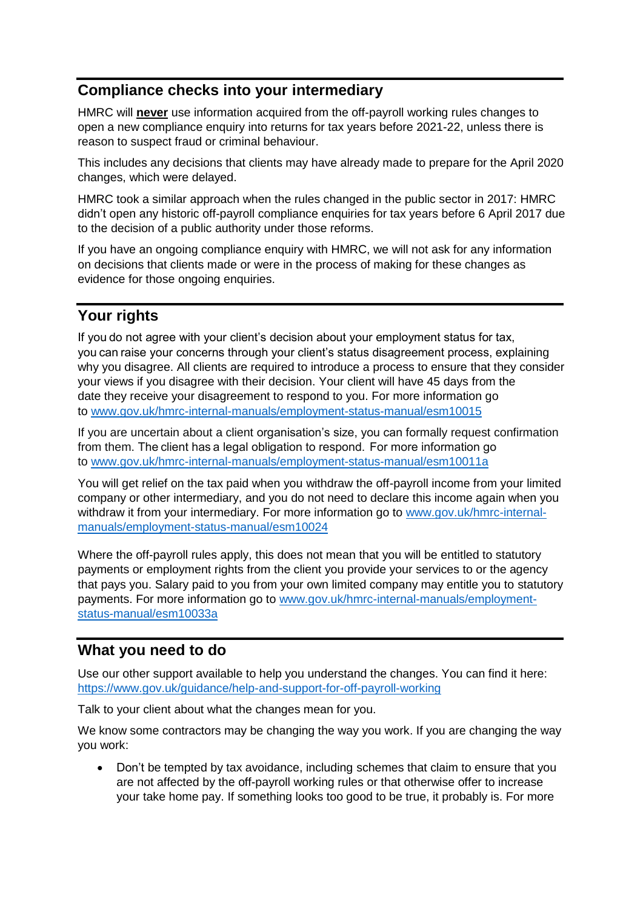## Compliance checks into your intermediary

HMRC will **never** use information acquired from the off-payroll working rules changes to open a new compliance enquiry into returns for tax years before 2021-22, unless there is reason to suspect fraud or criminal behaviour.

This includes any decisions that clients may have already made to prepare for the April 2020 changes, which were delayed.

HMRC took a similar approach when the rules changed in the public sector in 2017: HMRC didn't open any historic off-payroll compliance enquiries for tax years before 6 April 2017 due to the decision of a public authority under those reforms.

If you have an ongoing compliance enquiry with HMRC, we will not ask for any information on decisions that clients made or were in the process of making for these changes as evidence for those ongoing enquiries.

## Your rights

If you do not agree with your client's decision about your employment status for tax, you can raise your concerns through your client's status disagreement process, explaining why you disagree. All clients are required to introduce a process to ensure that they consider your views if you disagree with their decision. Your client will have 45 days from the date they receive your disagreement to respond to you. For more information go to [www.gov.uk/hmrc-internal-manuals/employment-status-manual/esm10015](www.gov.uk/hmrc-internal-manuals/employment-status-manual/esm10015)

If you are uncertain about a client organisation's size, you can formally request confirmation from them. The client has a legal obligation to respond. For more information go to [www.gov.uk/hmrc-internal-manuals/employment-status-manual/esm10011a](www.gov.uk/hmrc-internal-manuals/employment-status-manual/esm10011a)

You will get relief on the tax paid when you withdraw the off-payroll income from your limited company or other intermediary, and you do not need to declare this income again when you withdraw it from your intermediary. For more information go to [www.gov.uk/hmrc-internal-manuals/employment-status-manual/esm10024](www.gov.uk/hmrc-internal-manuals/employment-status-manual/esm10024)

Where the off-payroll rules apply, this does not mean that you will be entitled to statutory payments or employment rights from the client you provide your services to or the agency that pays you. Salary paid to you from your own limited company may entitle you to statutory payments. For more information go to [www.gov.uk/hmrc-internal-manuals/employment-status-manual/esm10033a](www.gov.uk/hmrc-internal-manuals/employment-status-manual/esm10033a)

## What you need to do

Use our other support available to help you understand the changes. You can find it here: [https://www.gov.uk/guidance/help-and-support-for-off-payroll-working](https://www.gov.uk/guidance/help-and-support-for-off-payroll-working)

Talk to your client about what the changes mean for you.

We know some contractors may be changing the way you work. If you are changing the way you work:

- Don't be tempted by tax avoidance, including schemes that claim to ensure that you are not affected by the off-payroll working rules or that otherwise offer to increase your take home pay. If something looks too good to be true, it probably is. For more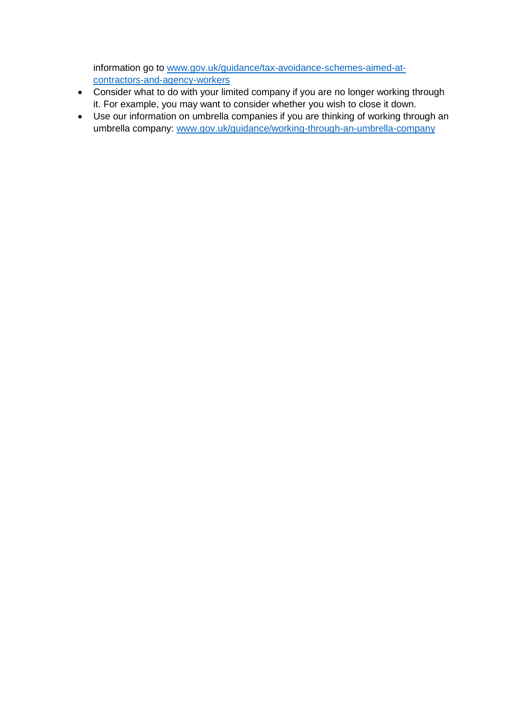information go to [www.gov.uk/guidance/tax-avoidance-schemes-aimed-at-contractors-and-agency-workers](https://www.gov.uk/guidance/tax-avoidance-schemes-aimed-at-contractors-and-agency-workers)

- Consider what to do with your limited company if you are no longer working through it. For example, you may want to consider whether you wish to close it down.
- Use our information on umbrella companies if you are thinking of working through an umbrella company: [www.gov.uk/guidance/working-through-an-umbrella-company](https://www.gov.uk/guidance/working-through-an-umbrella-company)